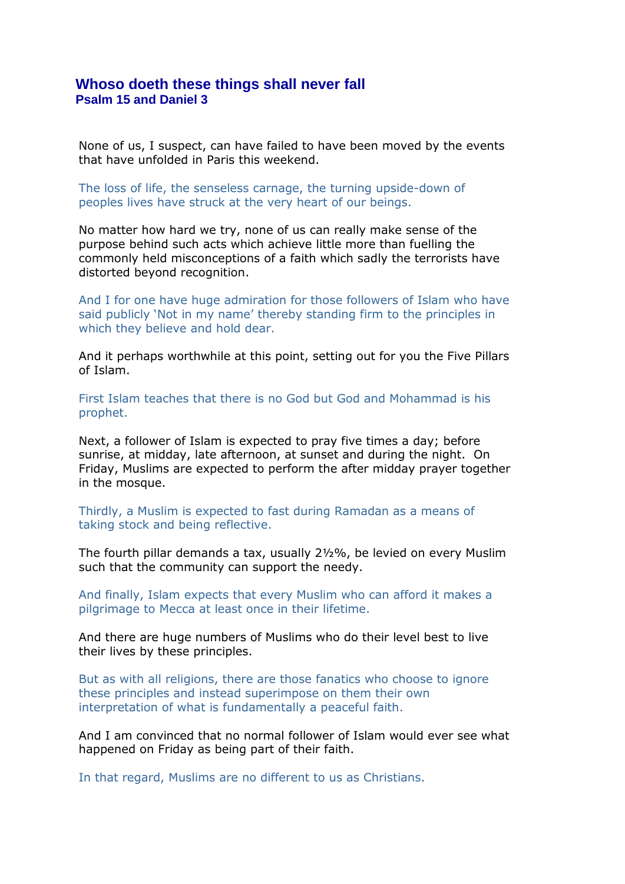# Whoso doeth these things shall never fall

## Psalm 15 and Daniel 3

None of us, I suspect, can have failed to have been moved by the events that have unfolded in Paris this weekend.

The loss of life, the senseless carnage, the turning upside-down of peoples lives have struck at the very heart of our beings.

No matter how hard we try, none of us can really make sense of the purpose behind such acts which achieve little more than fuelling the commonly held misconceptions of a faith which sadly the terrorists have distorted beyond recognition.

And I for one have huge admiration for those followers of Islam who have said publicly 'Not in my name' thereby standing firm to the principles in which they believe and hold dear.

And it perhaps worthwhile at this point, setting out for you the Five Pillars of Islam.

First Islam teaches that there is no God but God and Mohammad is his prophet.

Next, a follower of Islam is expected to pray five times a day; before sunrise, at midday, late afternoon, at sunset and during the night. On Friday, Muslims are expected to perform the after midday prayer together in the mosque.

Thirdly, a Muslim is expected to fast during Ramadan as a means of taking stock and being reflective.

The fourth pillar demands a tax, usually 2½%, be levied on every Muslim such that the community can support the needy.

And finally, Islam expects that every Muslim who can afford it makes a pilgrimage to Mecca at least once in their lifetime.

And there are huge numbers of Muslims who do their level best to live their lives by these principles.

But as with all religions, there are those fanatics who choose to ignore these principles and instead superimpose on them their own interpretation of what is fundamentally a peaceful faith.

And I am convinced that no normal follower of Islam would ever see what happened on Friday as being part of their faith.

In that regard, Muslims are no different to us as Christians.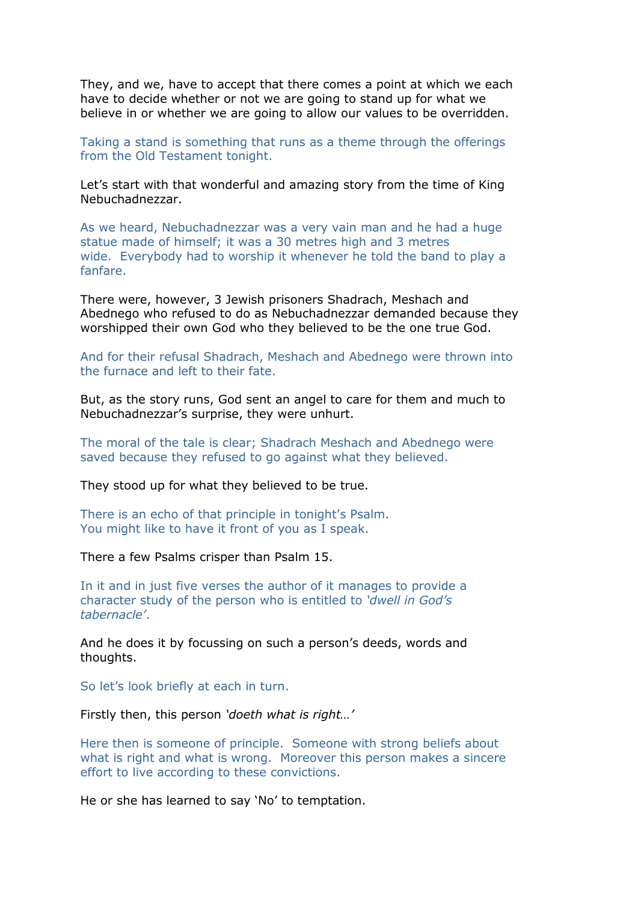They, and we, have to accept that there comes a point at which we each have to decide whether or not we are going to stand up for what we believe in or whether we are going to allow our values to be overridden.

Taking a stand is something that runs as a theme through the offerings from the Old Testament tonight.

Let's start with that wonderful and amazing story from the time of King Nebuchadnezzar.

As we heard, Nebuchadnezzar was a very vain man and he had a huge statue made of himself; it was a 30 metres high and 3 metres wide. Everybody had to worship it whenever he told the band to play a fanfare.

There were, however, 3 Jewish prisoners Shadrach, Meshach and Abednego who refused to do as Nebuchadnezzar demanded because they worshipped their own God who they believed to be the one true God.

And for their refusal Shadrach, Meshach and Abednego were thrown into the furnace and left to their fate.

But, as the story runs, God sent an angel to care for them and much to Nebuchadnezzar's surprise, they were unhurt.

The moral of the tale is clear; Shadrach Meshach and Abednego were saved because they refused to go against what they believed.

They stood up for what they believed to be true.

There is an echo of that principle in tonight's Psalm.
You might like to have it front of you as I speak.

There a few Psalms crisper than Psalm 15.

In it and in just five verses the author of it manages to provide a character study of the person who is entitled to *'dwell in God's tabernacle'*.

And he does it by focussing on such a person's deeds, words and thoughts.

So let's look briefly at each in turn.

Firstly then, this person *'doeth what is right…'*

Here then is someone of principle. Someone with strong beliefs about what is right and what is wrong. Moreover this person makes a sincere effort to live according to these convictions.

He or she has learned to say 'No' to temptation.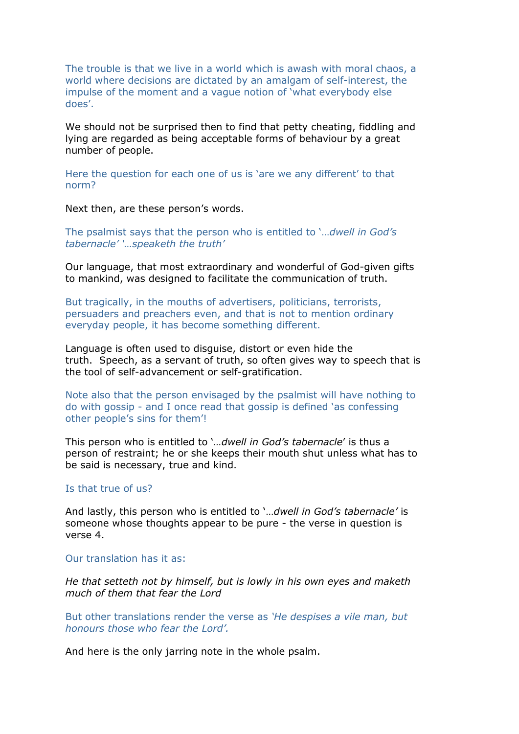The trouble is that we live in a world which is awash with moral chaos, a world where decisions are dictated by an amalgam of self-interest, the impulse of the moment and a vague notion of 'what everybody else does'.

We should not be surprised then to find that petty cheating, fiddling and lying are regarded as being acceptable forms of behaviour by a great number of people.

Here the question for each one of us is 'are we any different' to that norm?

Next then, are these person's words.

The psalmist says that the person who is entitled to '*…dwell in God's tabernacle*' '*…speaketh the truth*'

Our language, that most extraordinary and wonderful of God-given gifts to mankind, was designed to facilitate the communication of truth.

But tragically, in the mouths of advertisers, politicians, terrorists, persuaders and preachers even, and that is not to mention ordinary everyday people, it has become something different.

Language is often used to disguise, distort or even hide the truth. Speech, as a servant of truth, so often gives way to speech that is the tool of self-advancement or self-gratification.

Note also that the person envisaged by the psalmist will have nothing to do with gossip - and I once read that gossip is defined 'as confessing other people's sins for them'!

This person who is entitled to '*…dwell in God's tabernacle*' is thus a person of restraint; he or she keeps their mouth shut unless what has to be said is necessary, true and kind.

Is that true of us?

And lastly, this person who is entitled to '*…dwell in God's tabernacle'* is someone whose thoughts appear to be pure - the verse in question is verse 4.

Our translation has it as:

*He that setteth not by himself, but is lowly in his own eyes and maketh much of them that fear the Lord*

But other translations render the verse as *'He despises a vile man, but honours those who fear the Lord'.*

And here is the only jarring note in the whole psalm.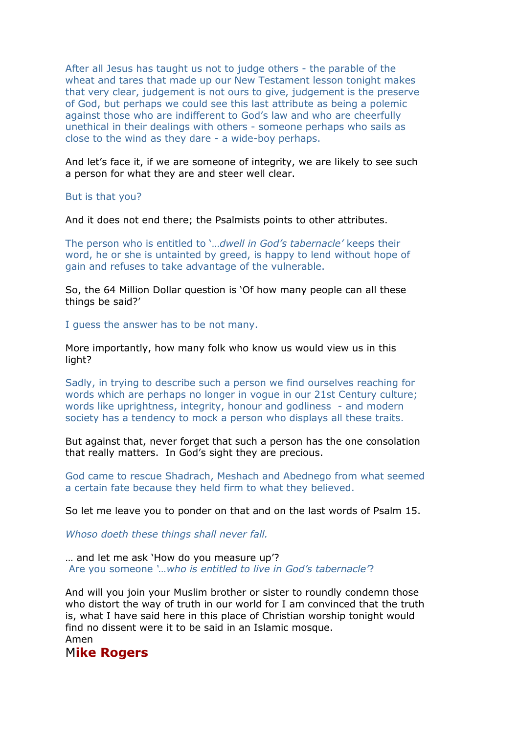After all Jesus has taught us not to judge others - the parable of the wheat and tares that made up our New Testament lesson tonight makes that very clear, judgement is not ours to give, judgement is the preserve of God, but perhaps we could see this last attribute as being a polemic against those who are indifferent to God's law and who are cheerfully unethical in their dealings with others - someone perhaps who sails as close to the wind as they dare - a wide-boy perhaps.

And let's face it, if we are someone of integrity, we are likely to see such a person for what they are and steer well clear.

But is that you?

And it does not end there; the Psalmists points to other attributes.

The person who is entitled to '…*dwell in God's tabernacle'* keeps their word, he or she is untainted by greed, is happy to lend without hope of gain and refuses to take advantage of the vulnerable.

So, the 64 Million Dollar question is 'Of how many people can all these things be said?'

I guess the answer has to be not many.

More importantly, how many folk who know us would view us in this light?

Sadly, in trying to describe such a person we find ourselves reaching for words which are perhaps no longer in vogue in our 21st Century culture; words like uprightness, integrity, honour and godliness - and modern society has a tendency to mock a person who displays all these traits.

But against that, never forget that such a person has the one consolation that really matters. In God's sight they are precious.

God came to rescue Shadrach, Meshach and Abednego from what seemed a certain fate because they held firm to what they believed.

So let me leave you to ponder on that and on the last words of Psalm 15.

*Whoso doeth these things shall never fall.*

… and let me ask 'How do you measure up'?
Are you someone *'…who is entitled to live in God's tabernacle'*?

And will you join your Muslim brother or sister to roundly condemn those who distort the way of truth in our world for I am convinced that the truth is, what I have said here in this place of Christian worship tonight would find no dissent were it to be said in an Islamic mosque.
Amen

**Mike Rogers**